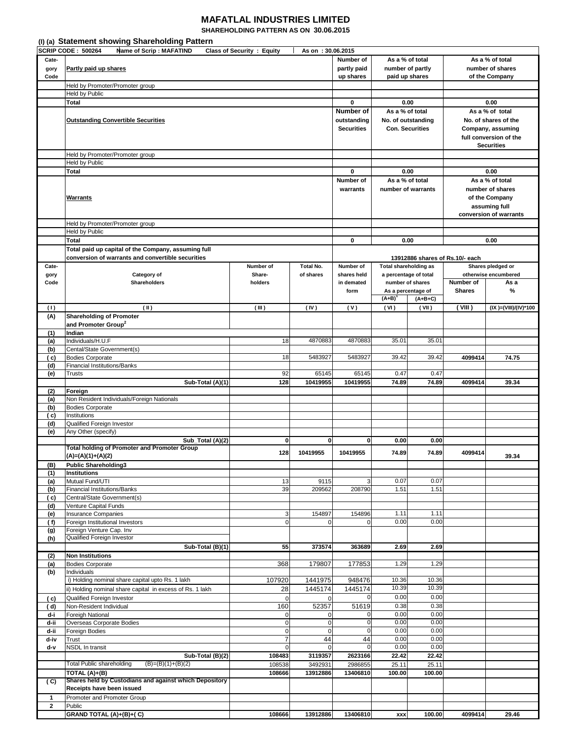# MAFATLAL INDUSTRIES LIMITED

**SHAREHOLDING PATTERN AS ON 30.06.2015**

## (I) (a) Statement showing Shareholding Pattern

**SCRIP CODE : 500264 | Name of Scrip : MAFATIND | Class of Security : Equity | As on : 30.06.2015**

| Category Code | Partly paid up shares | Number of partly paid up shares | As a % of total number of partly paid up shares | As a % of total number of shares of the Company |
|---|---|---|---|---|
| | Held by Promoter/Promoter group | | | |
| | Held by Public | | | |
| | **Total** | **0** | **0.00** | **0.00** |

| Category Code | Outstanding Convertible Securities | Number of outstanding Securities | As a % of total No. of outstanding Con. Securities | As a % of total No. of shares of the Company, assuming full conversion of the Securities |
|---|---|---|---|---|
| | Held by Promoter/Promoter group | | | |
| | Held by Public | | | |
| | **Total** | **0** | **0.00** | **0.00** |

| Category Code | Warrants | Number of warrants | As a % of total number of warrants | As a % of total number of shares of the Company assuming full conversion of warrants |
|---|---|---|---|---|
| | Held by Promoter/Promoter group | | | |
| | Held by Public | | | |
| | **Total** | **0** | **0.00** | **0.00** |

**Total paid up capital of the Company, assuming full conversion of warrants and convertible securities:** 13912886 shares of Rs.10/- each

| Category Code | Category of Shareholders | Number of Share-holders | Total No. of shares | Number of shares held in demated form | Total shareholding as a percentage of total number of shares As a percentage of (A+B)[1] | (A+B+C) | Shares pledged or otherwise encumbered Number of Shares | As a % |
|---|---|---|---|---|---|---|---|---|
| (I) | (II) | (III) | (IV) | (V) | (VI) | (VII) | (VIII) | (IX)=(VIII)/(IV)*100 |
| **(A)** | **Shareholding of Promoter and Promoter Group[2]** | | | | | | | |
| **(1)** | **Indian** | | | | | | | |
| (a) | Individuals/H.U.F | 18 | 4870883 | 4870883 | 35.01 | 35.01 | | |
| (b) | Cental/State Government(s) | | | | | | | |
| (c) | Bodies Corporate | 18 | 5483927 | 5483927 | 39.42 | 39.42 | **4099414** | **74.75** |
| (d) | Financial Institutions/Banks | | | | | | | |
| (e) | Trusts | 92 | 65145 | 65145 | 0.47 | 0.47 | | |
| | **Sub-Total (A)(1)** | **128** | **10419955** | **10419955** | **74.89** | **74.89** | **4099414** | **39.34** |
| **(2)** | **Foreign** | | | | | | | |
| (a) | Non Resident Individuals/Foreign Nationals | | | | | | | |
| (b) | Bodies Corporate | | | | | | | |
| (c) | Institutions | | | | | | | |
| (d) | Qualified Foreign Investor | | | | | | | |
| (e) | Any Other (specify) | | | | | | | |
| | **Sub_Total (A)(2)** | **0** | **0** | **0** | **0.00** | **0.00** | | |
| | **Total holding of Promoter and Promoter Group (A)=(A)(1)+(A)(2)** | **128** | **10419955** | **10419955** | **74.89** | **74.89** | **4099414** | **39.34** |
| **(B)** | **Public Shareholding3** | | | | | | | |
| **(1)** | **Institutions** | | | | | | | |
| (a) | Mutual Fund/UTI | 13 | 9115 | 3 | 0.07 | 0.07 | | |
| (b) | Financial Institutions/Banks | 39 | 209562 | 208790 | 1.51 | 1.51 | | |
| (c) | Central/State Government(s) | | | | | | | |
| (d) | Venture Capital Funds | | | | | | | |
| (e) | Insurance Companies | 3 | 154897 | 154896 | 1.11 | 1.11 | | |
| (f) | Foreign Institutional Investors | 0 | 0 | 0 | 0.00 | 0.00 | | |
| (g) | Foreign Venture Cap. Inv | | | | | | | |
| (h) | Qualified Foreign Investor | | | | | | | |
| | **Sub-Total (B)(1)** | **55** | **373574** | **363689** | **2.69** | **2.69** | | |
| **(2)** | **Non Institutions** | | | | | | | |
| (a) | Bodies Corporate | 368 | 179807 | 177853 | 1.29 | 1.29 | | |
| (b) | Individuals | | | | | | | |
| | i) Holding nominal share capital upto Rs. 1 lakh | 107920 | 1441975 | 948476 | 10.36 | 10.36 | | |
| | ii) Holding nominal share capital in excess of Rs. 1 lakh | 28 | 1445174 | 1445174 | 10.39 | 10.39 | | |
| (c) | Qualified Foreign Investor | 0 | 0 | 0 | 0.00 | 0.00 | | |
| (d) | Non-Resident Individual | 160 | 52357 | 51619 | 0.38 | 0.38 | | |
| d-i | Foreign National | 0 | 0 | 0 | 0.00 | 0.00 | | |
| d-ii | Overseas Corporate Bodies | 0 | 0 | 0 | 0.00 | 0.00 | | |
| d-ii | Foreign Bodies | 0 | 0 | 0 | 0.00 | 0.00 | | |
| d-iv | Trust | 7 | 44 | 44 | 0.00 | 0.00 | | |
| d-v | NSDL In transit | 0 | 0 | 0 | 0.00 | 0.00 | | |
| | **Sub-Total (B)(2)** | **108483** | **3119357** | **2623166** | **22.42** | **22.42** | | |
| | Total Public shareholding (B)=(B)(1)+(B)(2) | 108538 | 3492931 | 2986855 | 25.11 | 25.11 | | |
| | **TOTAL (A)+(B)** | **108666** | **13912886** | **13406810** | **100.00** | **100.00** | | |
| **(C)** | **Shares held by Custodians and against which Depository Receipts have been issued** | | | | | | | |
| 1 | Promoter and Promoter Group | | | | | | | |
| 2 | Public | | | | | | | |
| | **GRAND TOTAL (A)+(B)+(C)** | **108666** | **13912886** | **13406810** | **xxx** | **100.00** | **4099414** | **29.46** |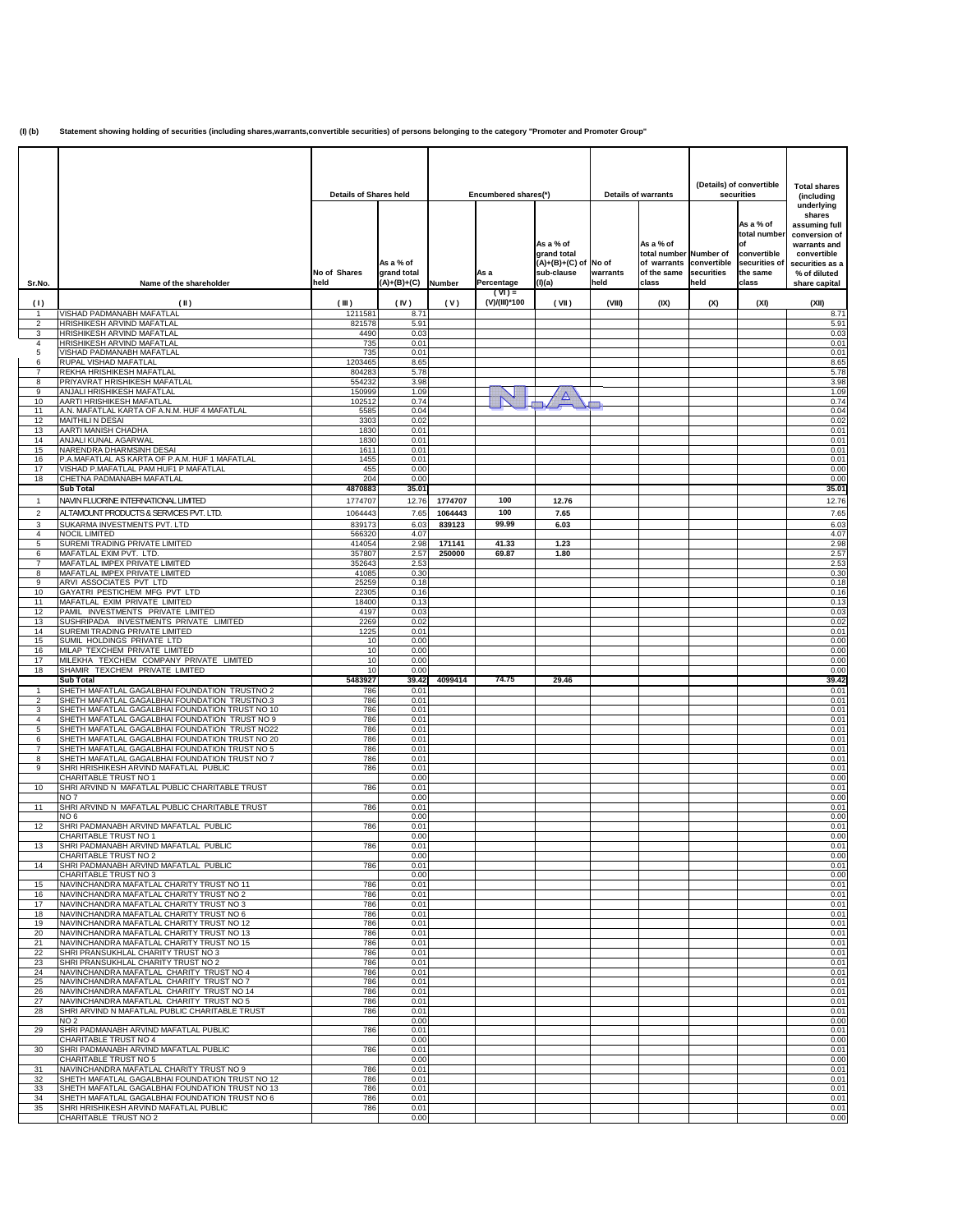**(I) (b) Statement showing holding of securities (including shares,warrants,convertible securities) of persons belonging to the category "Promoter and Promoter Group"**

| Sr.No. | Name of the shareholder | Details of Shares held | | Encumbered shares(*) | | | Details of warrants | | (Details) of convertible securities | | Total shares (including underlying shares assuming full conversion of warrants and convertible securities as a % of diluted share capital |
|---|---|---|---|---|---|---|---|---|---|---|---|
| | | No of Shares held | As a % of grand total (A)+(B)+(C) | Number | As a Percentage | As a % of grand total (A)+(B)+(C) of sub-clause (I)(a) | No of warrants held | As a % of total number of warrants of the same class | Number of convertible securities held | As a % of total number of convertible securities of the same class | |
| ( I ) | ( II ) | ( III ) | ( IV ) | ( V ) | ( VI ) = (V)/(III)*100 | ( VII ) | (VIII) | (IX) | (X) | (XI) | (XII) |
| 1 | VISHAD PADMANABH MAFATLAL | 1211581 | 8.71 | | | | | | | | 8.71 |
| 2 | HRISHIKESH ARVIND MAFATLAL | 821578 | 5.91 | | | | | | | | 5.91 |
| 3 | HRISHIKESH ARVIND MAFATLAL | 4490 | 0.03 | | | | | | | | 0.03 |
| 4 | HRISHIKESH ARVIND MAFATLAL | 735 | 0.01 | | | | | | | | 0.01 |
| 5 | VISHAD PADMANABH MAFATLAL | 735 | 0.01 | | | | | | | | 0.01 |
| 6 | RUPAL VISHAD MAFATLAL | 1203465 | 8.65 | | | | | | | | 8.65 |
| 7 | REKHA HRISHIKESH MAFATLAL | 804283 | 5.78 | | | | | | | | 5.78 |
| 8 | PRIYAVRAT HRISHIKESH MAFATLAL | 554232 | 3.98 | | | | | | | | 3.98 |
| 9 | ANJALI HRISHIKESH MAFATLAL | 150999 | 1.09 | | N.A. | | | | | | 1.09 |
| 10 | AARTI HRISHIKESH MAFATLAL | 102512 | 0.74 | | | | | | | | 0.74 |
| 11 | A.N. MAFATLAL KARTA OF A.N.M. HUF 4 MAFATLAL | 5585 | 0.04 | | | | | | | | 0.04 |
| 12 | MAITHILI N DESAI | 3303 | 0.02 | | | | | | | | 0.02 |
| 13 | AARTI MANISH CHADHA | 1830 | 0.01 | | | | | | | | 0.01 |
| 14 | ANJALI KUNAL AGARWAL | 1830 | 0.01 | | | | | | | | 0.01 |
| 15 | NARENDRA DHARMSINH DESAI | 1611 | 0.01 | | | | | | | | 0.01 |
| 16 | P.A.MAFATLAL AS KARTA OF P.A.M. HUF 1 MAFATLAL | 1455 | 0.01 | | | | | | | | 0.01 |
| 17 | VISHAD P.MAFATLAL PAM HUF1 P MAFATLAL | 455 | 0.00 | | | | | | | | 0.00 |
| 18 | CHETNA PADMANABH MAFATLAL | 204 | 0.00 | | | | | | | | 0.00 |
| | **Sub Total** | **4870883** | **35.01** | | | | | | | | **35.01** |
| 1 | NAVIN FLUORINE INTERNATIONAL LIMITED | 1774707 | 12.76 | **1774707** | **100** | **12.76** | | | | | 12.76 |
| 2 | ALTAMOUNT PRODUCTS & SERVICES PVT. LTD. | 1064443 | 7.65 | **1064443** | **100** | **7.65** | | | | | 7.65 |
| 3 | SUKARMA INVESTMENTS PVT. LTD | 839173 | 6.03 | **839123** | **99.99** | **6.03** | | | | | 6.03 |
| 4 | NOCIL LIMITED | 566320 | 4.07 | | | | | | | | 4.07 |
| 5 | SUREMI TRADING PRIVATE LIMITED | 414054 | 2.98 | **171141** | **41.33** | **1.23** | | | | | 2.98 |
| 6 | MAFATLAL EXIM PVT. LTD. | 357807 | 2.57 | **250000** | **69.87** | **1.80** | | | | | 2.57 |
| 7 | MAFATLAL IMPEX PRIVATE LIMITED | 352643 | 2.53 | | | | | | | | 2.53 |
| 8 | MAFATLAL IMPEX PRIVATE LIMITED | 41085 | 0.30 | | | | | | | | 0.30 |
| 9 | ARVI ASSOCIATES PVT LTD | 25259 | 0.18 | | | | | | | | 0.18 |
| 10 | GAYATRI PESTICHEM MFG PVT LTD | 22305 | 0.16 | | | | | | | | 0.16 |
| 11 | MAFATLAL EXIM PRIVATE LIMITED | 18400 | 0.13 | | | | | | | | 0.13 |
| 12 | PAMIL INVESTMENTS PRIVATE LIMITED | 4197 | 0.03 | | | | | | | | 0.03 |
| 13 | SUSHRIPADA INVESTMENTS PRIVATE LIMITED | 2269 | 0.02 | | | | | | | | 0.02 |
| 14 | SUREMI TRADING PRIVATE LIMITED | 1225 | 0.01 | | | | | | | | 0.01 |
| 15 | SUMIL HOLDINGS PRIVATE LTD | 10 | 0.00 | | | | | | | | 0.00 |
| 16 | MILAP TEXCHEM PRIVATE LIMITED | 10 | 0.00 | | | | | | | | 0.00 |
| 17 | MILEKHA TEXCHEM COMPANY PRIVATE LIMITED | 10 | 0.00 | | | | | | | | 0.00 |
| 18 | SHAMIR TEXCHEM PRIVATE LIMITED | 10 | 0.00 | | | | | | | | 0.00 |
| | **Sub Total** | **5483927** | **39.42** | **4099414** | **74.75** | **29.46** | | | | | **39.42** |
| 1 | SHETH MAFATLAL GAGALBHAI FOUNDATION TRUSTNO 2 | 786 | 0.01 | | | | | | | | 0.01 |
| 2 | SHETH MAFATLAL GAGALBHAI FOUNDATION TRUSTNO 3 | 786 | 0.01 | | | | | | | | 0.01 |
| 3 | SHETH MAFATLAL GAGALBHAI FOUNDATION TRUST NO 10 | 786 | 0.01 | | | | | | | | 0.01 |
| 4 | SHETH MAFATLAL GAGALBHAI FOUNDATION TRUST NO 9 | 786 | 0.01 | | | | | | | | 0.01 |
| 5 | SHETH MAFATLAL GAGALBHAI FOUNDATION TRUST NO22 | 786 | 0.01 | | | | | | | | 0.01 |
| 6 | SHETH MAFATLAL GAGALBHAI FOUNDATION TRUST NO 20 | 786 | 0.01 | | | | | | | | 0.01 |
| 7 | SHETH MAFATLAL GAGALBHAI FOUNDATION TRUST NO 5 | 786 | 0.01 | | | | | | | | 0.01 |
| 8 | SHETH MAFATLAL GAGALBHAI FOUNDATION TRUST NO 7 | 786 | 0.01 | | | | | | | | 0.01 |
| 9 | SHRI HRISHIKESH ARVIND MAFATLAL PUBLIC | 786 | 0.01 | | | | | | | | 0.01 |
| | CHARITABLE TRUST NO 1 | | 0.00 | | | | | | | | 0.00 |
| 10 | SHRI ARVIND N MAFATLAL PUBLIC CHARITABLE TRUST | 786 | 0.01 | | | | | | | | 0.01 |
| | NO 7 | | 0.00 | | | | | | | | 0.00 |
| 11 | SHRI ARVIND N MAFATLAL PUBLIC CHARITABLE TRUST | 786 | 0.01 | | | | | | | | 0.01 |
| | NO 6 | | 0.00 | | | | | | | | 0.00 |
| 12 | SHRI PADMANABH ARVIND MAFATLAL PUBLIC | 786 | 0.01 | | | | | | | | 0.01 |
| | CHARITABLE TRUST NO 1 | | 0.00 | | | | | | | | 0.00 |
| 13 | SHRI PADMANABH ARVIND MAFATLAL PUBLIC | 786 | 0.01 | | | | | | | | 0.01 |
| | CHARITABLE TRUST NO 2 | | 0.00 | | | | | | | | 0.00 |
| 14 | SHRI PADMANABH ARVIND MAFATLAL PUBLIC | 786 | 0.01 | | | | | | | | 0.01 |
| | CHARITABLE TRUST NO 3 | | 0.00 | | | | | | | | 0.00 |
| 15 | NAVINCHANDRA MAFATLAL CHARITY TRUST NO 11 | 786 | 0.01 | | | | | | | | 0.01 |
| 16 | NAVINCHANDRA MAFATLAL CHARITY TRUST NO 2 | 786 | 0.01 | | | | | | | | 0.01 |
| 17 | NAVINCHANDRA MAFATLAL CHARITY TRUST NO 3 | 786 | 0.01 | | | | | | | | 0.01 |
| 18 | NAVINCHANDRA MAFATLAL CHARITY TRUST NO 6 | 786 | 0.01 | | | | | | | | 0.01 |
| 19 | NAVINCHANDRA MAFATLAL CHARITY TRUST NO 12 | 786 | 0.01 | | | | | | | | 0.01 |
| 20 | NAVINCHANDRA MAFATLAL CHARITY TRUST NO 13 | 786 | 0.01 | | | | | | | | 0.01 |
| 21 | NAVINCHANDRA MAFATLAL CHARITY TRUST NO 15 | 786 | 0.01 | | | | | | | | 0.01 |
| 22 | SHRI PRANSUKHLAL CHARITY TRUST NO 3 | 786 | 0.01 | | | | | | | | 0.01 |
| 23 | SHRI PRANSUKHLAL CHARITY TRUST NO 2 | 786 | 0.01 | | | | | | | | 0.01 |
| 24 | NAVINCHANDRA MAFATLAL CHARITY TRUST NO 4 | 786 | 0.01 | | | | | | | | 0.01 |
| 25 | NAVINCHANDRA MAFATLAL CHARITY TRUST NO 7 | 786 | 0.01 | | | | | | | | 0.01 |
| 26 | NAVINCHANDRA MAFATLAL CHARITY TRUST NO 14 | 786 | 0.01 | | | | | | | | 0.01 |
| 27 | NAVINCHANDRA MAFATLAL CHARITY TRUST NO 5 | 786 | 0.01 | | | | | | | | 0.01 |
| 28 | SHRI ARVIND N MAFATLAL PUBLIC CHARITABLE TRUST | 786 | 0.01 | | | | | | | | 0.01 |
| | NO 2 | | 0.00 | | | | | | | | 0.00 |
| 29 | SHRI PADMANABH ARVIND MAFATLAL PUBLIC | 786 | 0.01 | | | | | | | | 0.01 |
| | CHARITABLE TRUST NO 4 | | 0.00 | | | | | | | | 0.00 |
| 30 | SHRI PADMANABH ARVIND MAFATLAL PUBLIC | 786 | 0.01 | | | | | | | | 0.01 |
| | CHARITABLE TRUST NO 5 | | 0.00 | | | | | | | | 0.00 |
| 31 | NAVINCHANDRA MAFATLAL CHARITY TRUST NO 9 | 786 | 0.01 | | | | | | | | 0.01 |
| 32 | SHETH MAFATLAL GAGALBHAI FOUNDATION TRUST NO 12 | 786 | 0.01 | | | | | | | | 0.01 |
| 33 | SHETH MAFATLAL GAGALBHAI FOUNDATION TRUST NO 13 | 786 | 0.01 | | | | | | | | 0.01 |
| 34 | SHETH MAFATLAL GAGALBHAI FOUNDATION TRUST NO 6 | 786 | 0.01 | | | | | | | | 0.01 |
| 35 | SHRI HRISHIKESH ARVIND MAFATLAL PUBLIC | 786 | 0.01 | | | | | | | | 0.01 |
| | CHARITABLE TRUST NO 2 | | 0.00 | | | | | | | | 0.00 |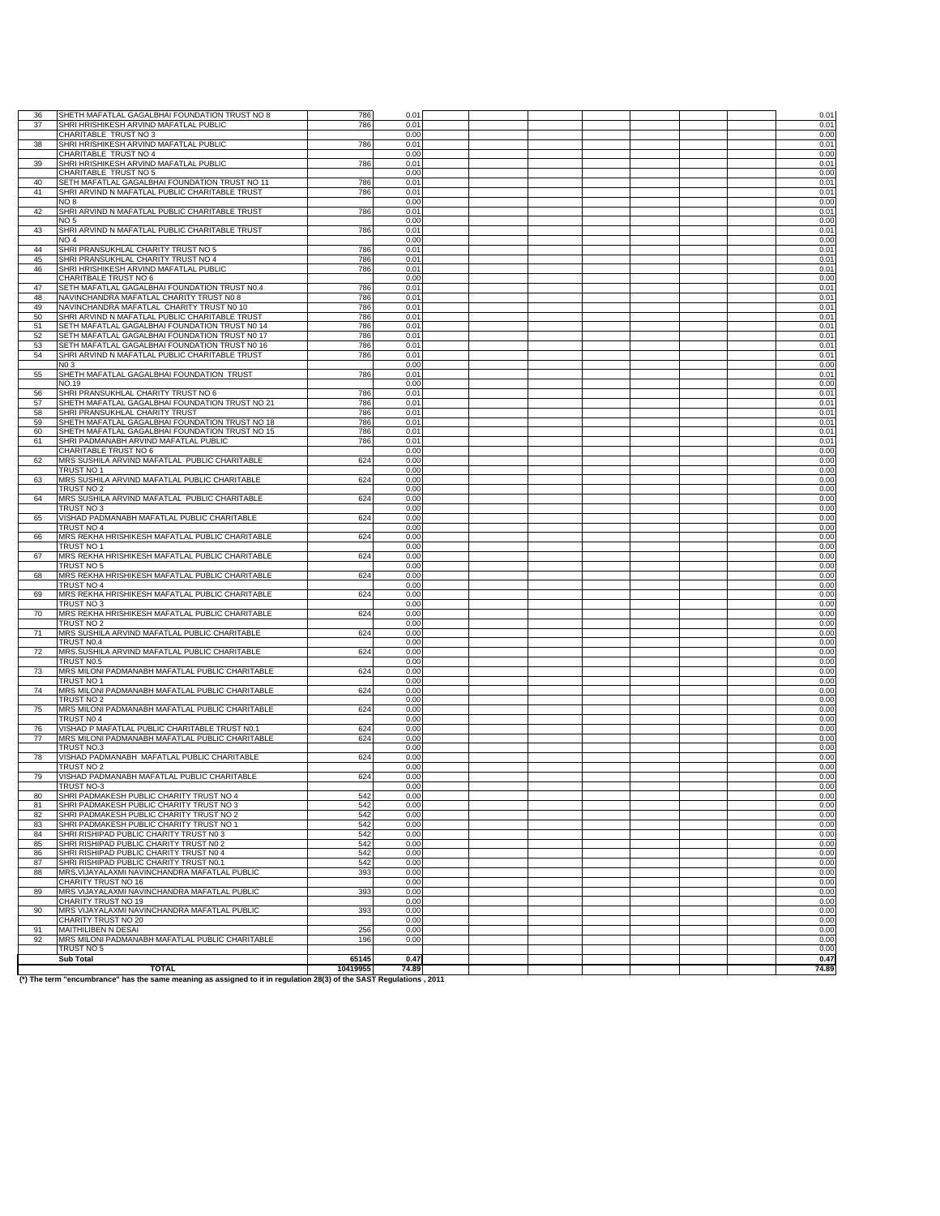| | | | | | | | | | | | |
|---|---|---|---|---|---|---|---|---|---|---|---|
| 36 | SHETH MAFATLAL GAGALBHAI FOUNDATION TRUST NO 8 | 786 | 0.01 | | | | | | | | 0.01 |
| 37 | SHRI HRISHIKESH ARVIND MAFATLAL PUBLIC | 786 | 0.01 | | | | | | | | 0.01 |
| | CHARITABLE TRUST NO 3 | | 0.00 | | | | | | | | 0.00 |
| 38 | SHRI HRISHIKESH ARVIND MAFATLAL PUBLIC | 786 | 0.01 | | | | | | | | 0.01 |
| | CHARITABLE TRUST NO 4 | | 0.00 | | | | | | | | 0.00 |
| 39 | SHRI HRISHIKESH ARVIND MAFATLAL PUBLIC | 786 | 0.01 | | | | | | | | 0.01 |
| | CHARITABLE TRUST NO 5 | | 0.00 | | | | | | | | 0.00 |
| 40 | SETH MAFATLAL GAGALBHAI FOUNDATION TRUST NO 11 | 786 | 0.01 | | | | | | | | 0.01 |
| 41 | SHRI ARVIND N MAFATLAL PUBLIC CHARITABLE TRUST | 786 | 0.01 | | | | | | | | 0.01 |
| | NO 8 | | 0.00 | | | | | | | | 0.00 |
| 42 | SHRI ARVIND N MAFATLAL PUBLIC CHARITABLE TRUST | 786 | 0.01 | | | | | | | | 0.01 |
| | NO 5 | | 0.00 | | | | | | | | 0.00 |
| 43 | SHRI ARVIND N MAFATLAL PUBLIC CHARITABLE TRUST | 786 | 0.01 | | | | | | | | 0.01 |
| | NO 4 | | 0.00 | | | | | | | | 0.00 |
| 44 | SHRI PRANSUKHLAL CHARITY TRUST NO 5 | 786 | 0.01 | | | | | | | | 0.01 |
| 45 | SHRI PRANSUKHLAL CHARITY TRUST NO 4 | 786 | 0.01 | | | | | | | | 0.01 |
| 46 | SHRI HRISHIKESH ARVIND MAFATLAL PUBLIC | 786 | 0.01 | | | | | | | | 0.01 |
| | CHARITBALE TRUST NO 6 | | 0.00 | | | | | | | | 0.00 |
| 47 | SETH MAFATLAL GAGALBHAI FOUNDATION TRUST N0.4 | 786 | 0.01 | | | | | | | | 0.01 |
| 48 | NAVINCHANDRA MAFATLAL CHARITY TRUST N0 8 | 786 | 0.01 | | | | | | | | 0.01 |
| 49 | NAVINCHANDRA MAFATLAL CHARITY TRUST N0 10 | 786 | 0.01 | | | | | | | | 0.01 |
| 50 | SHRI ARVIND N MAFATLAL PUBLIC CHARITABLE TRUST | 786 | 0.01 | | | | | | | | 0.01 |
| 51 | SETH MAFATLAL GAGALBHAI FOUNDATION TRUST N0 14 | 786 | 0.01 | | | | | | | | 0.01 |
| 52 | SETH MAFATLAL GAGALBHAI FOUNDATION TRUST N0 17 | 786 | 0.01 | | | | | | | | 0.01 |
| 53 | SETH MAFATLAL GAGALBHAI FOUNDATION TRUST N0 16 | 786 | 0.01 | | | | | | | | 0.01 |
| 54 | SHRI ARVIND N MAFATLAL PUBLIC CHARITABLE TRUST | 786 | 0.01 | | | | | | | | 0.01 |
| | N0 3 | | 0.00 | | | | | | | | 0.00 |
| 55 | SHETH MAFATLAL GAGALBHAI FOUNDATION TRUST | 786 | 0.01 | | | | | | | | 0.01 |
| | NO.19 | | 0.00 | | | | | | | | 0.00 |
| 56 | SHRI PRANSUKHLAL CHARITY TRUST NO 6 | 786 | 0.01 | | | | | | | | 0.01 |
| 57 | SHETH MAFATLAL GAGALBHAI FOUNDATION TRUST NO 21 | 786 | 0.01 | | | | | | | | 0.01 |
| 58 | SHRI PRANSUKHLAL CHARITY TRUST | 786 | 0.01 | | | | | | | | 0.01 |
| 59 | SHETH MAFATLAL GAGALBHAI FOUNDATION TRUST NO 18 | 786 | 0.01 | | | | | | | | 0.01 |
| 60 | SHETH MAFATLAL GAGALBHAI FOUNDATION TRUST NO 15 | 786 | 0.01 | | | | | | | | 0.01 |
| 61 | SHRI PADMANABH ARVIND MAFATLAL PUBLIC | 786 | 0.01 | | | | | | | | 0.01 |
| | CHARITABLE TRUST NO 6 | | 0.00 | | | | | | | | 0.00 |
| 62 | MRS SUSHILA ARVIND MAFATLAL PUBLIC CHARITABLE | 624 | 0.00 | | | | | | | | 0.00 |
| | TRUST NO 1 | | 0.00 | | | | | | | | 0.00 |
| 63 | MRS SUSHILA ARVIND MAFATLAL PUBLIC CHARITABLE | 624 | 0.00 | | | | | | | | 0.00 |
| | TRUST NO 2 | | 0.00 | | | | | | | | 0.00 |
| 64 | MRS SUSHILA ARVIND MAFATLAL PUBLIC CHARITABLE | 624 | 0.00 | | | | | | | | 0.00 |
| | TRUST NO 3 | | 0.00 | | | | | | | | 0.00 |
| 65 | VISHAD PADMANABH MAFATLAL PUBLIC CHARITABLE | 624 | 0.00 | | | | | | | | 0.00 |
| | TRUST NO 4 | | 0.00 | | | | | | | | 0.00 |
| 66 | MRS REKHA HRISHIKESH MAFATLAL PUBLIC CHARITABLE | 624 | 0.00 | | | | | | | | 0.00 |
| | TRUST NO 1 | | 0.00 | | | | | | | | 0.00 |
| 67 | MRS REKHA HRISHIKESH MAFATLAL PUBLIC CHARITABLE | 624 | 0.00 | | | | | | | | 0.00 |
| | TRUST NO 5 | | 0.00 | | | | | | | | 0.00 |
| 68 | MRS REKHA HRISHIKESH MAFATLAL PUBLIC CHARITABLE | 624 | 0.00 | | | | | | | | 0.00 |
| | TRUST NO 4 | | 0.00 | | | | | | | | 0.00 |
| 69 | MRS REKHA HRISHIKESH MAFATLAL PUBLIC CHARITABLE | 624 | 0.00 | | | | | | | | 0.00 |
| | TRUST NO 3 | | 0.00 | | | | | | | | 0.00 |
| 70 | MRS REKHA HRISHIKESH MAFATLAL PUBLIC CHARITABLE | 624 | 0.00 | | | | | | | | 0.00 |
| | TRUST NO 2 | | 0.00 | | | | | | | | 0.00 |
| 71 | MRS SUSHILA ARVIND MAFATLAL PUBLIC CHARITABLE | 624 | 0.00 | | | | | | | | 0.00 |
| | TRUST N0.4 | | 0.00 | | | | | | | | 0.00 |
| 72 | MRS.SUSHILA ARVIND MAFATLAL PUBLIC CHARITABLE | 624 | 0.00 | | | | | | | | 0.00 |
| | TRUST N0.5 | | 0.00 | | | | | | | | 0.00 |
| 73 | MRS MILONI PADMANABH MAFATLAL PUBLIC CHARITABLE | 624 | 0.00 | | | | | | | | 0.00 |
| | TRUST NO 1 | | 0.00 | | | | | | | | 0.00 |
| 74 | MRS MILONI PADMANABH MAFATLAL PUBLIC CHARITABLE | 624 | 0.00 | | | | | | | | 0.00 |
| | TRUST NO 2 | | 0.00 | | | | | | | | 0.00 |
| 75 | MRS MILONI PADMANABH MAFATLAL PUBLIC CHARITABLE | 624 | 0.00 | | | | | | | | 0.00 |
| | TRUST N0 4 | | 0.00 | | | | | | | | 0.00 |
| 76 | VISHAD P MAFATLAL PUBLIC CHARITABLE TRUST N0.1 | 624 | 0.00 | | | | | | | | 0.00 |
| 77 | MRS MILONI PADMANABH MAFATLAL PUBLIC CHARITABLE | 624 | 0.00 | | | | | | | | 0.00 |
| | TRUST NO.3 | | 0.00 | | | | | | | | 0.00 |
| 78 | VISHAD PADMANABH MAFATLAL PUBLIC CHARITABLE | 624 | 0.00 | | | | | | | | 0.00 |
| | TRUST NO 2 | | 0.00 | | | | | | | | 0.00 |
| 79 | VISHAD PADMANABH MAFATLAL PUBLIC CHARITABLE | 624 | 0.00 | | | | | | | | 0.00 |
| | TRUST NO-3 | | 0.00 | | | | | | | | 0.00 |
| 80 | SHRI PADMAKESH PUBLIC CHARITY TRUST NO 4 | 542 | 0.00 | | | | | | | | 0.00 |
| 81 | SHRI PADMAKESH PUBLIC CHARITY TRUST NO 3 | 542 | 0.00 | | | | | | | | 0.00 |
| 82 | SHRI PADMAKESH PUBLIC CHARITY TRUST NO 2 | 542 | 0.00 | | | | | | | | 0.00 |
| 83 | SHRI PADMAKESH PUBLIC CHARITY TRUST NO 1 | 542 | 0.00 | | | | | | | | 0.00 |
| 84 | SHRI RISHIPAD PUBLIC CHARITY TRUST N0 3 | 542 | 0.00 | | | | | | | | 0.00 |
| 85 | SHRI RISHIPAD PUBLIC CHARITY TRUST N0 2 | 542 | 0.00 | | | | | | | | 0.00 |
| 86 | SHRI RISHIPAD PUBLIC CHARITY TRUST N0 4 | 542 | 0.00 | | | | | | | | 0.00 |
| 87 | SHRI RISHIPAD PUBLIC CHARITY TRUST N0.1 | 542 | 0.00 | | | | | | | | 0.00 |
| 88 | MRS.VIJAYALAXMI NAVINCHANDRA MAFATLAL PUBLIC | 393 | 0.00 | | | | | | | | 0.00 |
| | CHARITY TRUST NO 16 | | 0.00 | | | | | | | | 0.00 |
| 89 | MRS VIJAYALAXMI NAVINCHANDRA MAFATLAL PUBLIC | 393 | 0.00 | | | | | | | | 0.00 |
| | CHARITY TRUST NO 19 | | 0.00 | | | | | | | | 0.00 |
| 90 | MRS VIJAYALAXMI NAVINCHANDRA MAFATLAL PUBLIC | 393 | 0.00 | | | | | | | | 0.00 |
| | CHARITY TRUST NO 20 | | 0.00 | | | | | | | | 0.00 |
| 91 | MAITHILIBEN N DESAI | 256 | 0.00 | | | | | | | | 0.00 |
| 92 | MRS MILONI PADMANABH MAFATLAL PUBLIC CHARITABLE | 196 | 0.00 | | | | | | | | 0.00 |
| | TRUST NO 5 | | | | | | | | | | 0.00 |
| | **Sub Total** | **65145** | **0.47** | | | | | | | | **0.47** |
| | **TOTAL** | **10419955** | **74.89** | | | | | | | | **74.89** |

**(*) The term "encumbrance" has the same meaning as assigned to it in regulation 28(3) of the SAST Regulations , 2011**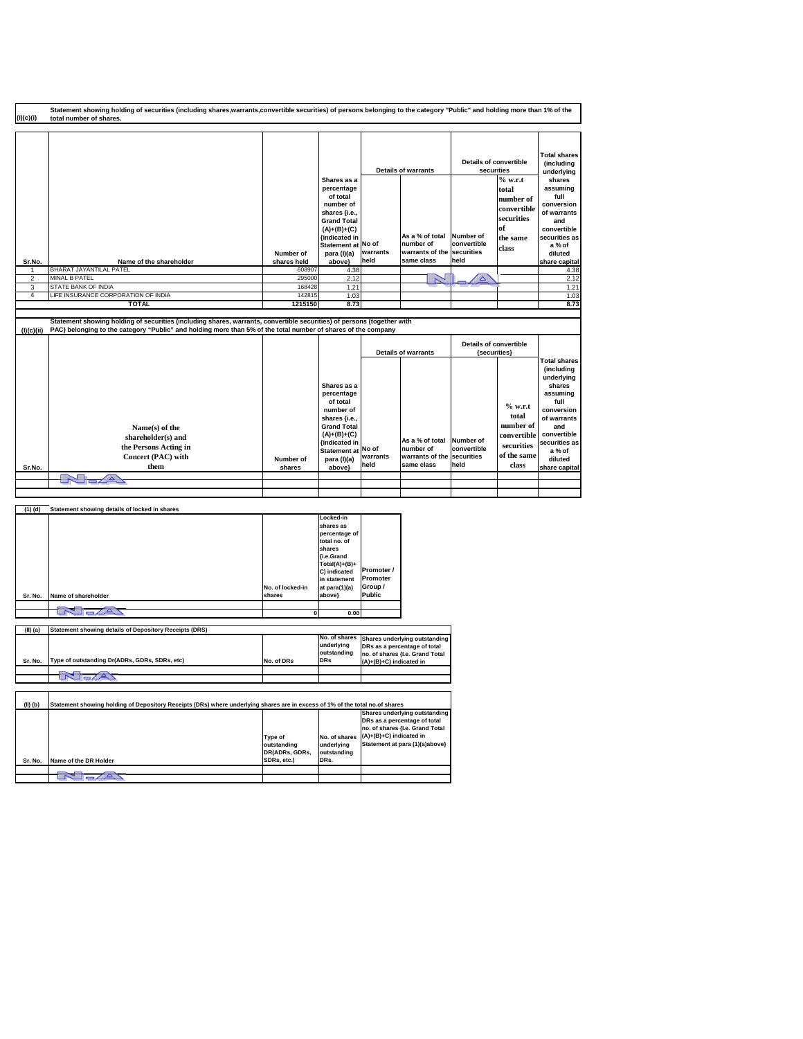**(I)(c)(i)** Statement showing holding of securities (including shares,warrants,convertible securities) of persons belonging to the category "Public" and holding more than 1% of the total number of shares.

| Sr.No. | Name of the shareholder | Number of shares held | Shares as a percentage of total number of shares {i.e., Grand Total (A)+(B)+(C) {indicated in Statement at para (I)(a) above} | Details of warrants | | Details of convertible securities | | Total shares (including underlying shares assuming full conversion of warrants and convertible securities as a % of diluted share capital |
|---|---|---|---|---|---|---|---|---|
| | | | | No of warrants held | As a % of total number of warrants of the same class | Number of convertible securities held | % w.r.t total number of convertible securities of the same class | |
| 1 | BHARAT JAYANTILAL PATEL | 608907 | 4.38 | | | | | 4.38 |
| 2 | MINAL B PATEL | 295000 | 2.12 | | N.A | | | 2.12 |
| 3 | STATE BANK OF INDIA | 168428 | 1.21 | | | | | 1.21 |
| 4 | LIFE INSURANCE CORPORATION OF INDIA | 142815 | 1.03 | | | | | 1.03 |
| | **TOTAL** | **1215150** | **8.73** | | | | | **8.73** |

**(I)(c)(ii)** Statement showing holding of securities (including shares, warrants, convertible securities) of persons (together with PAC) belonging to the category "Public" and holding more than 5% of the total number of shares of the company

| Sr.No. | Name(s) of the shareholder(s) and the Persons Acting in Concert (PAC) with them | Number of shares | Shares as a percentage of total number of shares {i.e., Grand Total (A)+(B)+(C) {indicated in Statement at para (I)(a) above} | Details of warrants | | Details of convertible {securities} | | Total shares (including underlying shares assuming full conversion of warrants and convertible securities as a % of diluted share capital |
|---|---|---|---|---|---|---|---|---|
| | | | | No of warrants held | As a % of total number of warrants of the same class | Number of convertible securities held | % w.r.t total number of convertible securities of the same class | |
| | N.A | | | | | | | |

**(1) (d)** Statement showing details of locked in shares

| Sr. No. | Name of shareholder | No. of locked-in shares | Locked-in shares as percentage of total no. of shares {i.e.Grand Total(A)+(B)+C) indicated in statement at para(1)(a) above} | Promoter / Promoter Group / Public |
|---|---|---|---|---|
| | N.A | 0 | 0.00 | |

**(II) (a)** Statement showing details of Depository Receipts (DRS)

| Sr. No. | Type of outstanding Dr(ADRs, GDRs, SDRs, etc) | No. of DRs | No. of shares underlying outstanding DRs | Shares underlying outstanding DRs as a percentage of total no. of shares {I.e. Grand Total (A)+(B)+C) indicated in |
|---|---|---|---|---|
| | N.A | | | |

**(II) (b)** Statement showing holding of Depository Receipts (DRs) where underlying shares are in excess of 1% of the total no.of shares

| Sr. No. | Name of the DR Holder | Type of outstanding DR(ADRs, GDRs, SDRs, etc.) | No. of shares underlying outstanding DRs. | Shares underlying outstanding DRs as a percentage of total no. of shares {I.e. Grand Total (A)+(B)+C) indicated in Statement at para (1)(a)above} |
|---|---|---|---|---|
| | N.A | | | |